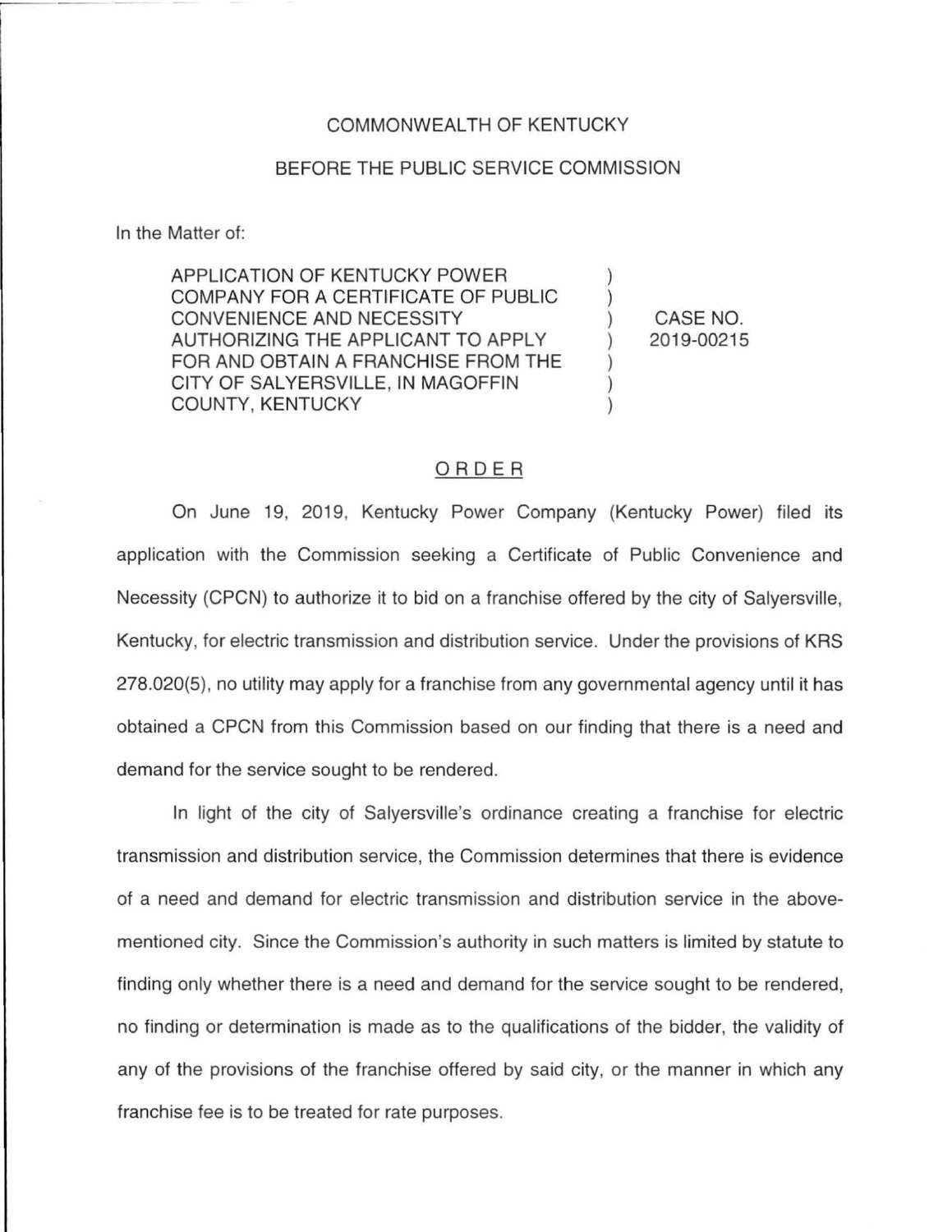COMMONWEALTH OF KENTUCKY

BEFORE THE PUBLIC SERVICE COMMISSION

In the Matter of:

| | | |
|---|---|---|
| APPLICATION OF KENTUCKY POWER COMPANY FOR A CERTIFICATE OF PUBLIC CONVENIENCE AND NECESSITY AUTHORIZING THE APPLICANT TO APPLY FOR AND OBTAIN A FRANCHISE FROM THE CITY OF SALYERSVILLE, IN MAGOFFIN COUNTY, KENTUCKY | ) | CASE NO. 2019-00215 |

## ORDER

On June 19, 2019, Kentucky Power Company (Kentucky Power) filed its application with the Commission seeking a Certificate of Public Convenience and Necessity (CPCN) to authorize it to bid on a franchise offered by the city of Salyersville, Kentucky, for electric transmission and distribution service. Under the provisions of KRS 278.020(5), no utility may apply for a franchise from any governmental agency until it has obtained a CPCN from this Commission based on our finding that there is a need and demand for the service sought to be rendered.

In light of the city of Salyersville's ordinance creating a franchise for electric transmission and distribution service, the Commission determines that there is evidence of a need and demand for electric transmission and distribution service in the above-mentioned city. Since the Commission's authority in such matters is limited by statute to finding only whether there is a need and demand for the service sought to be rendered, no finding or determination is made as to the qualifications of the bidder, the validity of any of the provisions of the franchise offered by said city, or the manner in which any franchise fee is to be treated for rate purposes.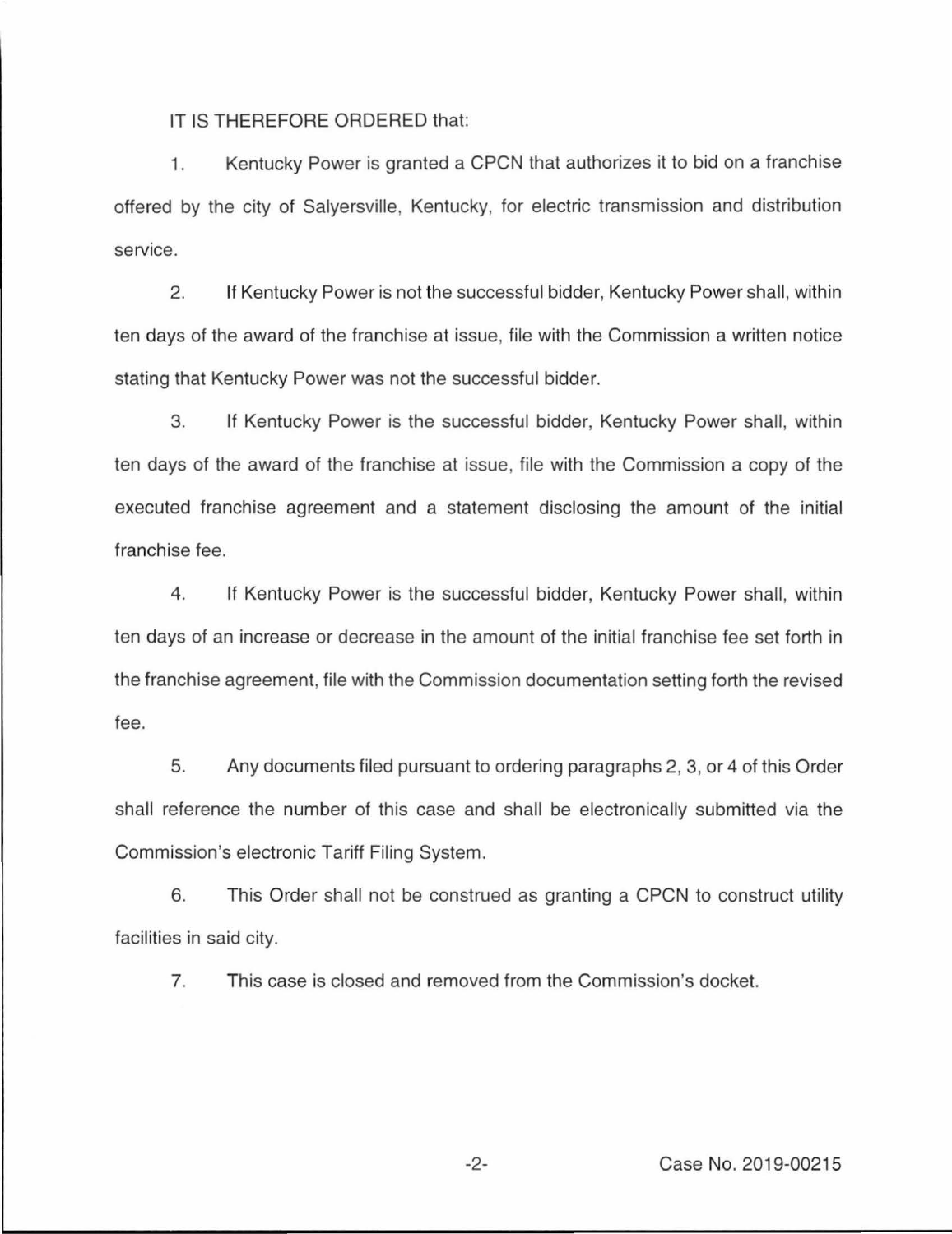IT IS THEREFORE ORDERED that:

1. Kentucky Power is granted a CPCN that authorizes it to bid on a franchise offered by the city of Salyersville, Kentucky, for electric transmission and distribution service.

2. If Kentucky Power is not the successful bidder, Kentucky Power shall, within ten days of the award of the franchise at issue, file with the Commission a written notice stating that Kentucky Power was not the successful bidder.

3. If Kentucky Power is the successful bidder, Kentucky Power shall, within ten days of the award of the franchise at issue, file with the Commission a copy of the executed franchise agreement and a statement disclosing the amount of the initial franchise fee.

4. If Kentucky Power is the successful bidder, Kentucky Power shall, within ten days of an increase or decrease in the amount of the initial franchise fee set forth in the franchise agreement, file with the Commission documentation setting forth the revised fee.

5. Any documents filed pursuant to ordering paragraphs 2, 3, or 4 of this Order shall reference the number of this case and shall be electronically submitted via the Commission's electronic Tariff Filing System.

6. This Order shall not be construed as granting a CPCN to construct utility facilities in said city.

7. This case is closed and removed from the Commission's docket.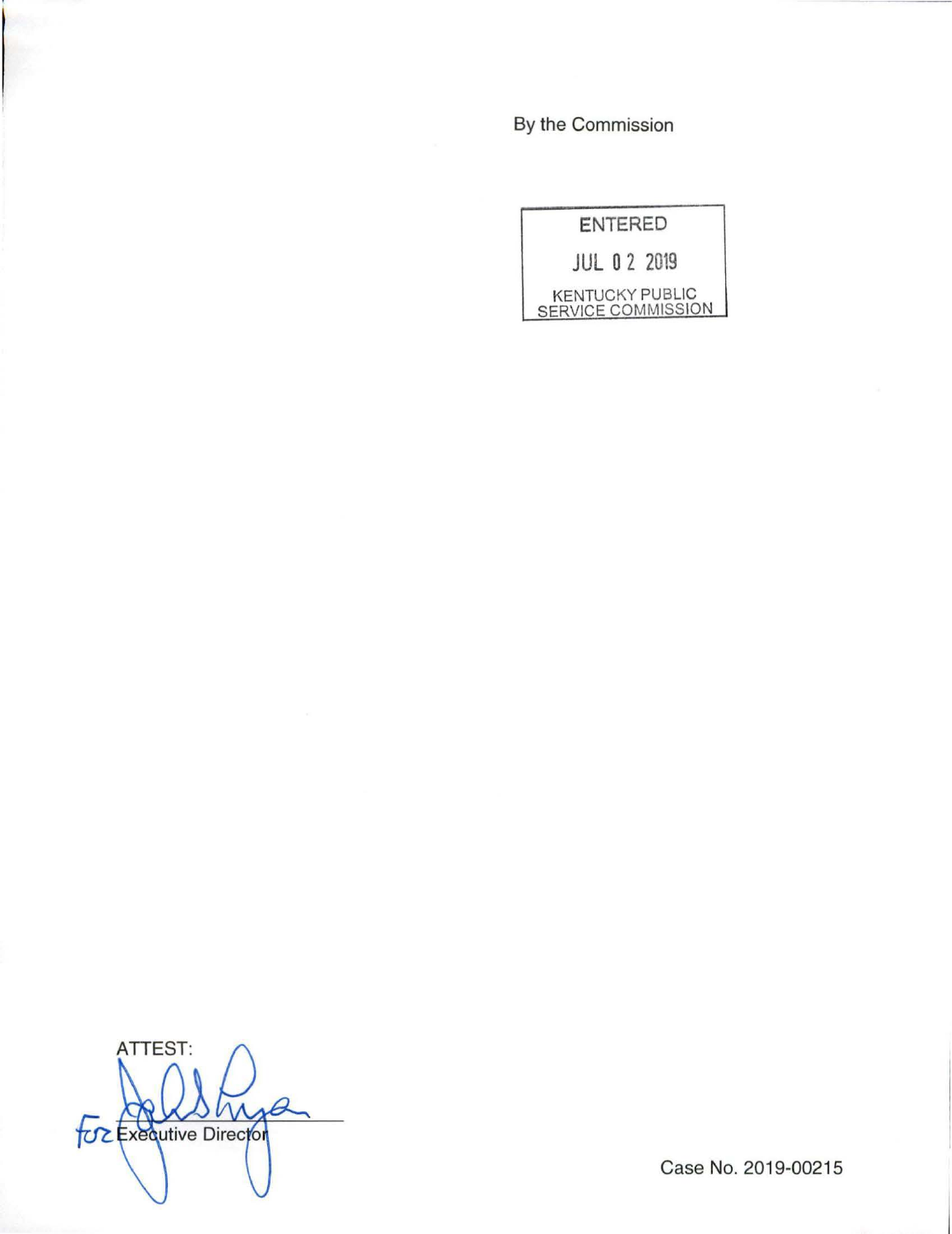By the Commission

ENTERED

JUL 02 2019

KENTUCKY PUBLIC SERVICE COMMISSION

ATTEST:

for Executive Director

Case No. 2019-00215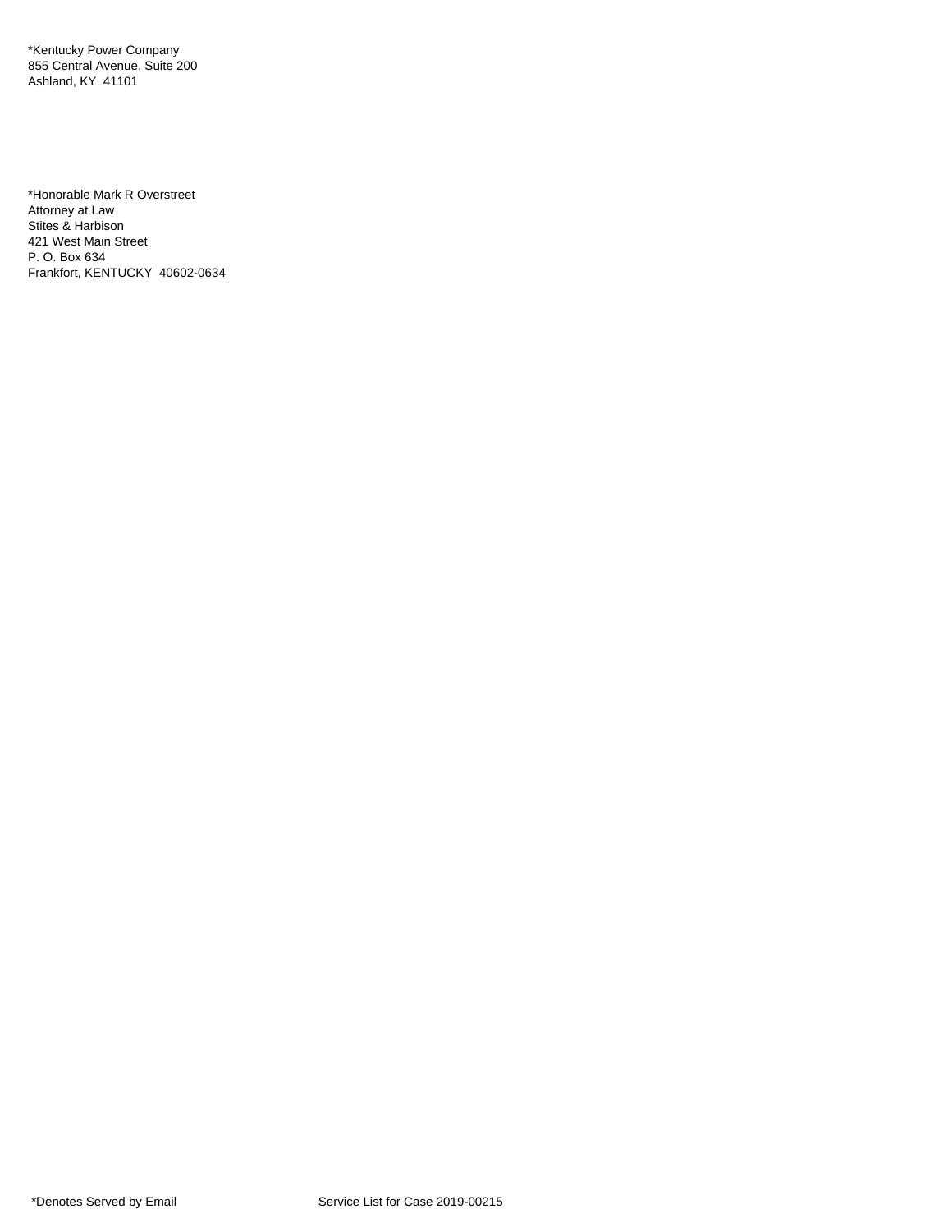*Kentucky Power Company
855 Central Avenue, Suite 200
Ashland, KY  41101

*Honorable Mark R Overstreet
Attorney at Law
Stites & Harbison
421 West Main Street
P. O. Box 634
Frankfort, KENTUCKY  40602-0634

*Denotes Served by Email

Service List for Case 2019-00215